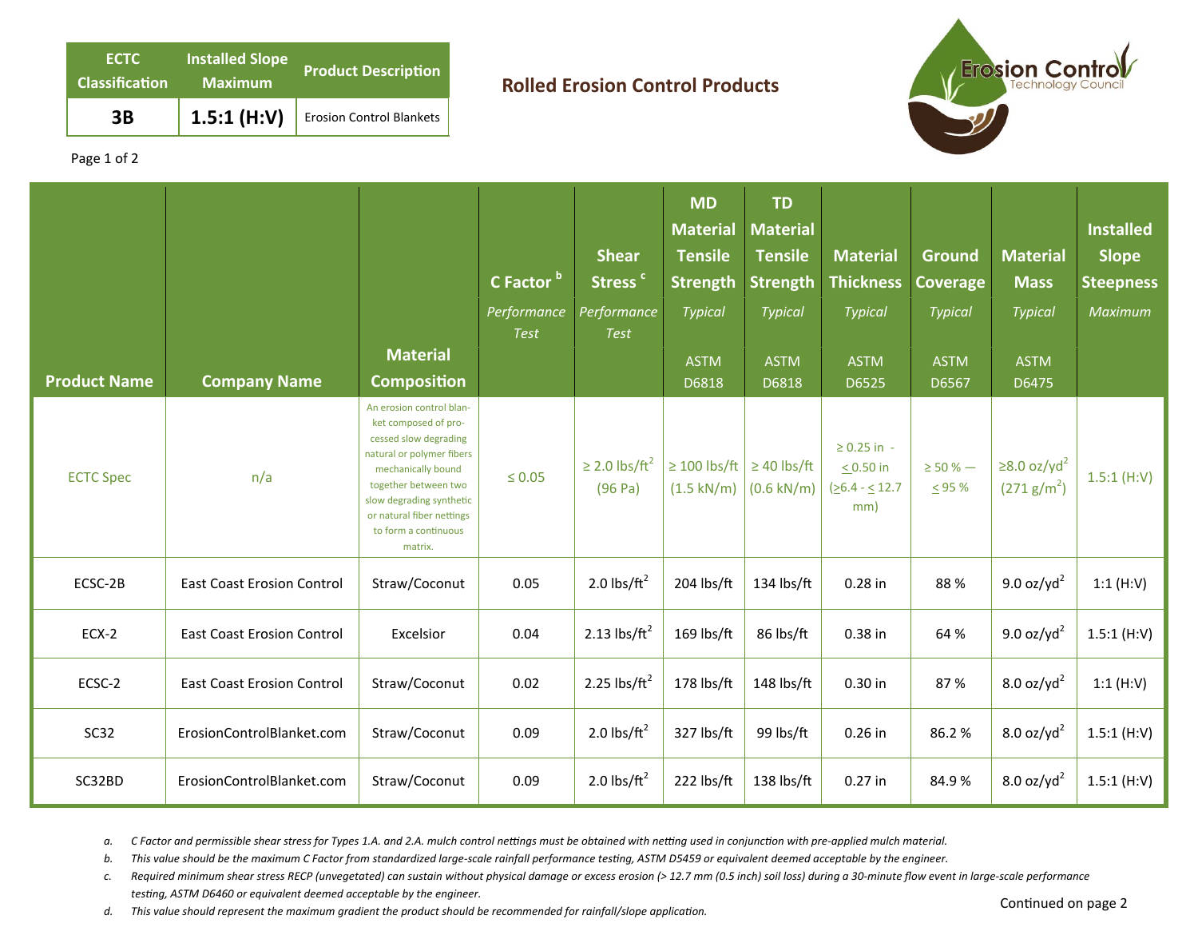| ECTC Classification | Installed Slope Maximum | Product Description |
|---|---|---|
| **3B** | **1.5:1 (H:V)** | Erosion Control Blankets |

# Rolled Erosion Control Products

| Product Name | Company Name | Material Composition | C Factor [b] *Performance Test* | Shear Stress [c] *Performance Test* | MD Material Tensile Strength *Typical* ASTM D6818 | TD Material Tensile Strength *Typical* ASTM D6818 | Material Thickness *Typical* ASTM D6525 | Ground Coverage *Typical* ASTM D6567 | Material Mass *Typical* ASTM D6475 | Installed Slope Steepness *Maximum* |
|---|---|---|---|---|---|---|---|---|---|---|
| ECTC Spec | n/a | An erosion control blanket composed of processed slow degrading natural or polymer fibers mechanically bound together between two slow degrading synthetic or natural fiber nettings to form a continuous matrix. | ≤ 0.05 | ≥ 2.0 lbs/ft$^2$ (96 Pa) | ≥ 100 lbs/ft (1.5 kN/m) | ≥ 40 lbs/ft (0.6 kN/m) | ≥ 0.25 in - ≤ 0.50 in (≥6.4 - ≤ 12.7 mm) | ≥ 50 % — ≤ 95 % | ≥8.0 oz/yd$^2$ (271 g/m$^2$) | 1.5:1 (H:V) |
| ECSC-2B | East Coast Erosion Control | Straw/Coconut | 0.05 | 2.0 lbs/ft$^2$ | 204 lbs/ft | 134 lbs/ft | 0.28 in | 88 % | 9.0 oz/yd$^2$ | 1:1 (H:V) |
| ECX-2 | East Coast Erosion Control | Excelsior | 0.04 | 2.13 lbs/ft$^2$ | 169 lbs/ft | 86 lbs/ft | 0.38 in | 64 % | 9.0 oz/yd$^2$ | 1.5:1 (H:V) |
| ECSC-2 | East Coast Erosion Control | Straw/Coconut | 0.02 | 2.25 lbs/ft$^2$ | 178 lbs/ft | 148 lbs/ft | 0.30 in | 87 % | 8.0 oz/yd$^2$ | 1:1 (H:V) |
| SC32 | ErosionControlBlanket.com | Straw/Coconut | 0.09 | 2.0 lbs/ft$^2$ | 327 lbs/ft | 99 lbs/ft | 0.26 in | 86.2 % | 8.0 oz/yd$^2$ | 1.5:1 (H:V) |
| SC32BD | ErosionControlBlanket.com | Straw/Coconut | 0.09 | 2.0 lbs/ft$^2$ | 222 lbs/ft | 138 lbs/ft | 0.27 in | 84.9 % | 8.0 oz/yd$^2$ | 1.5:1 (H:V) |

*a. C Factor and permissible shear stress for Types 1.A. and 2.A. mulch control nettings must be obtained with netting used in conjunction with pre-applied mulch material.*

*b. This value should be the maximum C Factor from standardized large-scale rainfall performance testing, ASTM D5459 or equivalent deemed acceptable by the engineer.*

*c. Required minimum shear stress RECP (unvegetated) can sustain without physical damage or excess erosion (> 12.7 mm (0.5 inch) soil loss) during a 30-minute flow event in large-scale performance testing, ASTM D6460 or equivalent deemed acceptable by the engineer.*

*d. This value should represent the maximum gradient the product should be recommended for rainfall/slope application.*

Continued on page 2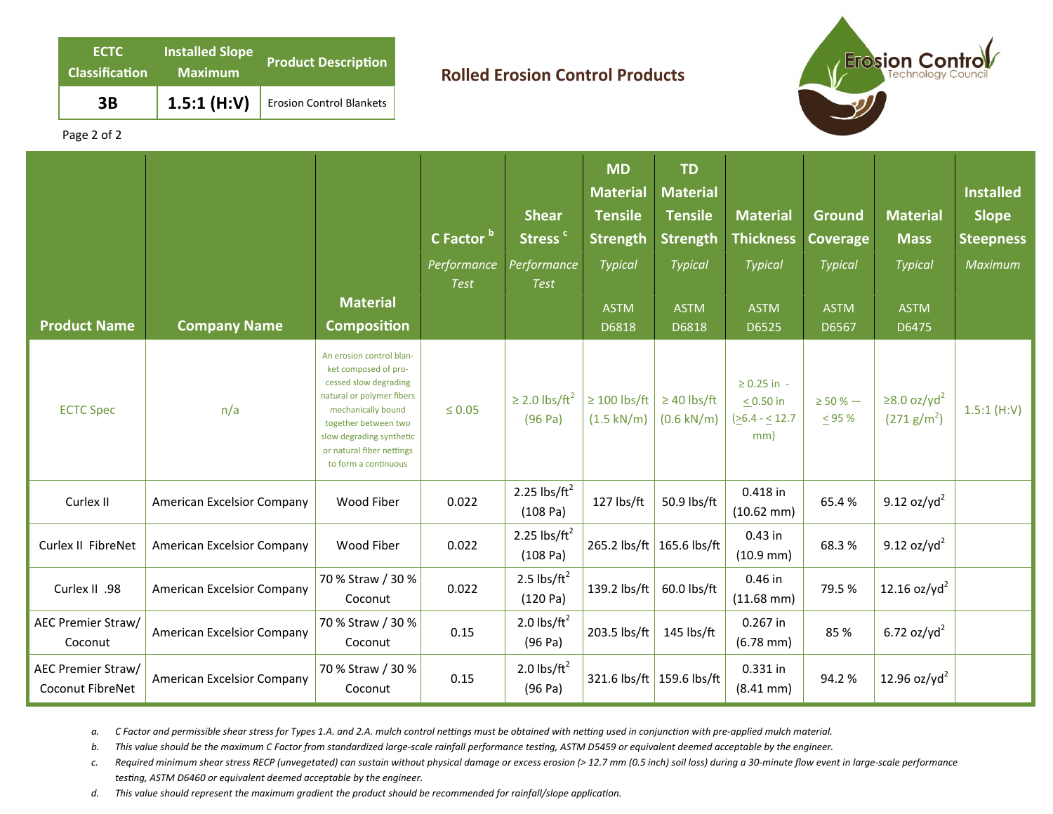| ECTC Classification | Installed Slope Maximum | Product Description |
|---|---|---|
| 3B | 1.5:1 (H:V) | Erosion Control Blankets |

## Rolled Erosion Control Products

| Product Name | Company Name | Material Composition | C Factor [b] *Performance Test* | Shear Stress [c] *Performance Test* | MD Material Tensile Strength *Typical* ASTM D6818 | TD Material Tensile Strength *Typical* ASTM D6818 | Material Thickness *Typical* ASTM D6525 | Ground Coverage *Typical* ASTM D6567 | Material Mass *Typical* ASTM D6475 | Installed Slope Steepness *Maximum* |
|---|---|---|---|---|---|---|---|---|---|---|
| ECTC Spec | n/a | An erosion control blanket composed of processed slow degrading natural or polymer fibers mechanically bound together between two slow degrading synthetic or natural fiber nettings to form a continuous | ≤ 0.05 | ≥ 2.0 lbs/ft$^2$ (96 Pa) | ≥ 100 lbs/ft (1.5 kN/m) | ≥ 40 lbs/ft (0.6 kN/m) | ≥ 0.25 in - ≤ 0.50 in (≥6.4 - ≤ 12.7 mm) | ≥ 50 % — ≤ 95 % | ≥8.0 oz/yd$^2$ (271 g/m$^2$) | 1.5:1 (H:V) |
| Curlex II | American Excelsior Company | Wood Fiber | 0.022 | 2.25 lbs/ft$^2$ (108 Pa) | 127 lbs/ft | 50.9 lbs/ft | 0.418 in (10.62 mm) | 65.4 % | 9.12 oz/yd$^2$ | |
| Curlex II FibreNet | American Excelsior Company | Wood Fiber | 0.022 | 2.25 lbs/ft$^2$ (108 Pa) | 265.2 lbs/ft | 165.6 lbs/ft | 0.43 in (10.9 mm) | 68.3 % | 9.12 oz/yd$^2$ | |
| Curlex II .98 | American Excelsior Company | 70 % Straw / 30 % Coconut | 0.022 | 2.5 lbs/ft$^2$ (120 Pa) | 139.2 lbs/ft | 60.0 lbs/ft | 0.46 in (11.68 mm) | 79.5 % | 12.16 oz/yd$^2$ | |
| AEC Premier Straw/ Coconut | American Excelsior Company | 70 % Straw / 30 % Coconut | 0.15 | 2.0 lbs/ft$^2$ (96 Pa) | 203.5 lbs/ft | 145 lbs/ft | 0.267 in (6.78 mm) | 85 % | 6.72 oz/yd$^2$ | |
| AEC Premier Straw/ Coconut FibreNet | American Excelsior Company | 70 % Straw / 30 % Coconut | 0.15 | 2.0 lbs/ft$^2$ (96 Pa) | 321.6 lbs/ft | 159.6 lbs/ft | 0.331 in (8.41 mm) | 94.2 % | 12.96 oz/yd$^2$ | |

*a. C Factor and permissible shear stress for Types 1.A. and 2.A. mulch control nettings must be obtained with netting used in conjunction with pre-applied mulch material.*

*b. This value should be the maximum C Factor from standardized large-scale rainfall performance testing, ASTM D5459 or equivalent deemed acceptable by the engineer.*

*c. Required minimum shear stress RECP (unvegetated) can sustain without physical damage or excess erosion (> 12.7 mm (0.5 inch) soil loss) during a 30-minute flow event in large-scale performance testing, ASTM D6460 or equivalent deemed acceptable by the engineer.*

*d. This value should represent the maximum gradient the product should be recommended for rainfall/slope application.*